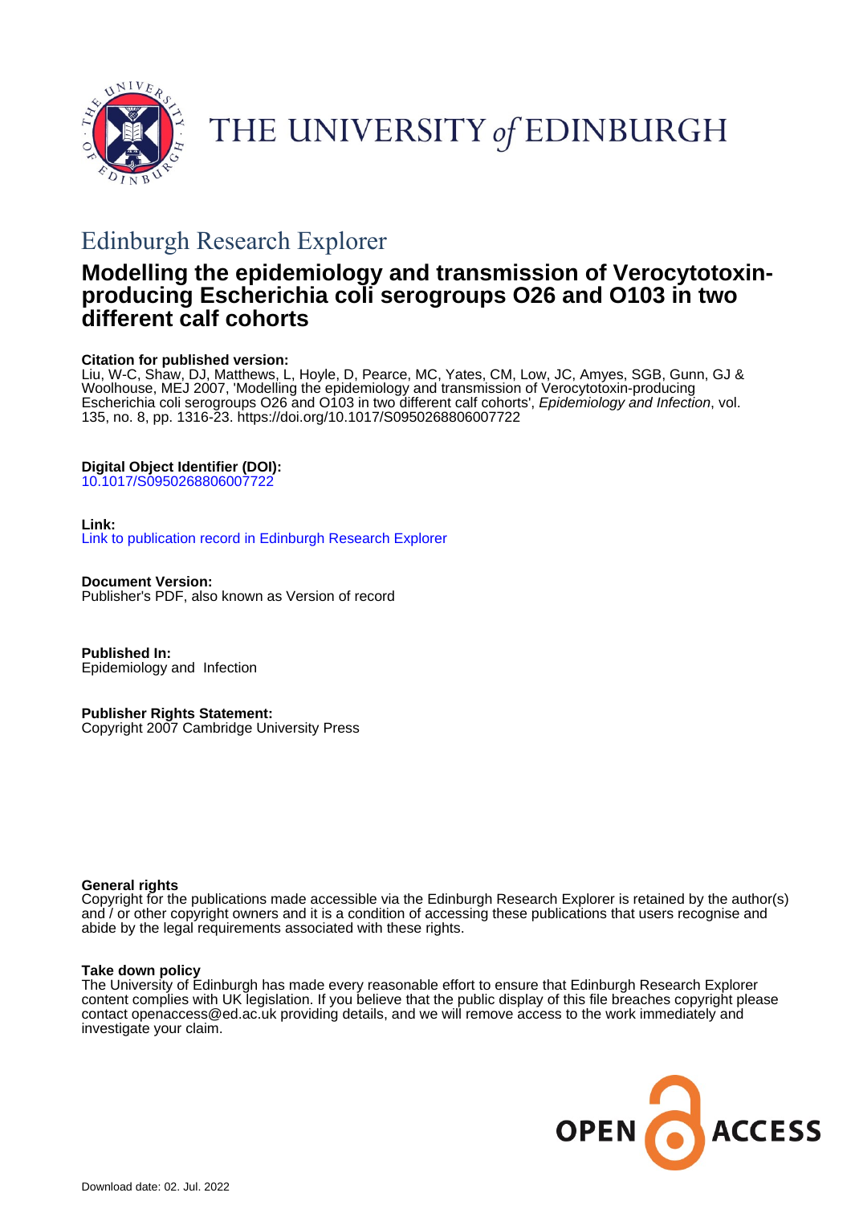THE UNIVERSITY of EDINBURGH

## Edinburgh Research Explorer

# Modelling the epidemiology and transmission of Verocytotoxin-producing Escherichia coli serogroups O26 and O103 in two different calf cohorts

**Citation for published version:**
Liu, W-C, Shaw, DJ, Matthews, L, Hoyle, D, Pearce, MC, Yates, CM, Low, JC, Amyes, SGB, Gunn, GJ & Woolhouse, MEJ 2007, 'Modelling the epidemiology and transmission of Verocytotoxin-producing Escherichia coli serogroups O26 and O103 in two different calf cohorts', *Epidemiology and Infection*, vol. 135, no. 8, pp. 1316-23. https://doi.org/10.1017/S0950268806007722

**Digital Object Identifier (DOI):**
10.1017/S0950268806007722

**Link:**
Link to publication record in Edinburgh Research Explorer

**Document Version:**
Publisher's PDF, also known as Version of record

**Published In:**
Epidemiology and Infection

**Publisher Rights Statement:**
Copyright 2007 Cambridge University Press

**General rights**
Copyright for the publications made accessible via the Edinburgh Research Explorer is retained by the author(s) and / or other copyright owners and it is a condition of accessing these publications that users recognise and abide by the legal requirements associated with these rights.

**Take down policy**
The University of Edinburgh has made every reasonable effort to ensure that Edinburgh Research Explorer content complies with UK legislation. If you believe that the public display of this file breaches copyright please contact openaccess@ed.ac.uk providing details, and we will remove access to the work immediately and investigate your claim.

OPEN ACCESS

Download date: 02. Jul. 2022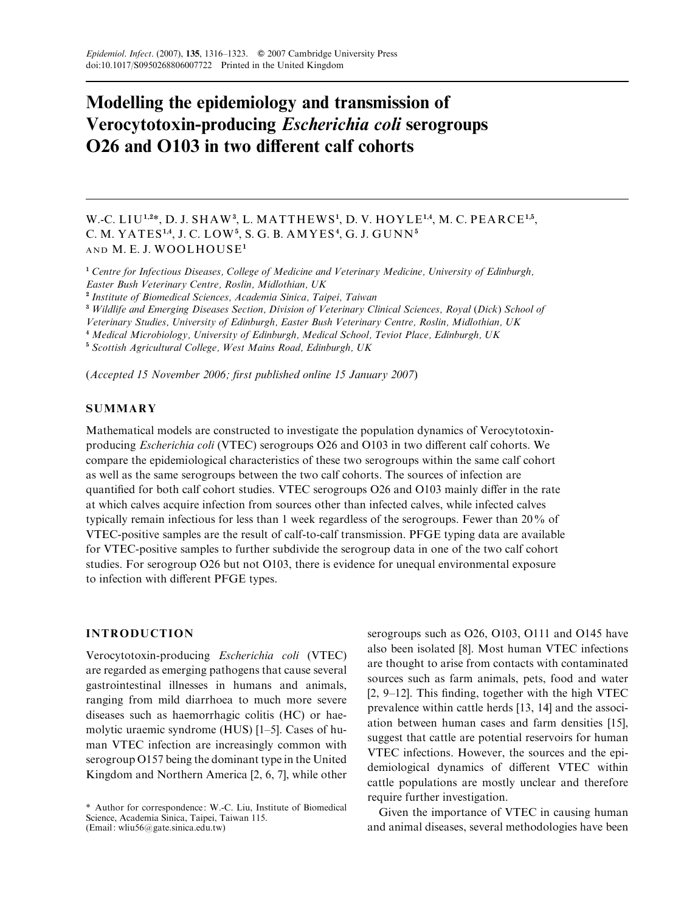# Modelling the epidemiology and transmission of Verocytotoxin-producing *Escherichia coli* serogroups O26 and O103 in two different calf cohorts

W.-C. LIU[1,2]*, D. J. SHAW[3], L. MATTHEWS[1], D. V. HOYLE[1,4], M. C. PEARCE[1,5], C. M. YATES[1,4], J. C. LOW[5], S. G. B. AMYES[4], G. J. GUNN[5] AND M. E. J. WOOLHOUSE[1]

[1] Centre for Infectious Diseases, College of Medicine and Veterinary Medicine, University of Edinburgh, Easter Bush Veterinary Centre, Roslin, Midlothian, UK

[2] Institute of Biomedical Sciences, Academia Sinica, Taipei, Taiwan

[3] Wildlife and Emerging Diseases Section, Division of Veterinary Clinical Sciences, Royal (Dick) School of Veterinary Studies, University of Edinburgh, Easter Bush Veterinary Centre, Roslin, Midlothian, UK

[4] Medical Microbiology, University of Edinburgh, Medical School, Teviot Place, Edinburgh, UK

[5] Scottish Agricultural College, West Mains Road, Edinburgh, UK

(*Accepted 15 November 2006; first published online 15 January 2007*)

## SUMMARY

Mathematical models are constructed to investigate the population dynamics of Verocytotoxin-producing *Escherichia coli* (VTEC) serogroups O26 and O103 in two different calf cohorts. We compare the epidemiological characteristics of these two serogroups within the same calf cohort as well as the same serogroups between the two calf cohorts. The sources of infection are quantified for both calf cohort studies. VTEC serogroups O26 and O103 mainly differ in the rate at which calves acquire infection from sources other than infected calves, while infected calves typically remain infectious for less than 1 week regardless of the serogroups. Fewer than 20% of VTEC-positive samples are the result of calf-to-calf transmission. PFGE typing data are available for VTEC-positive samples to further subdivide the serogroup data in one of the two calf cohort studies. For serogroup O26 but not O103, there is evidence for unequal environmental exposure to infection with different PFGE types.

## INTRODUCTION

Verocytotoxin-producing *Escherichia coli* (VTEC) are regarded as emerging pathogens that cause several gastrointestinal illnesses in humans and animals, ranging from mild diarrhoea to much more severe diseases such as haemorrhagic colitis (HC) or haemolytic uraemic syndrome (HUS) [1–5]. Cases of human VTEC infection are increasingly common with serogroup O157 being the dominant type in the United Kingdom and Northern America [2, 6, 7], while other serogroups such as O26, O103, O111 and O145 have also been isolated [8]. Most human VTEC infections are thought to arise from contacts with contaminated sources such as farm animals, pets, food and water [2, 9–12]. This finding, together with the high VTEC prevalence within cattle herds [13, 14] and the association between human cases and farm densities [15], suggest that cattle are potential reservoirs for human VTEC infections. However, the sources and the epidemiological dynamics of different VTEC within cattle populations are mostly unclear and therefore require further investigation.

Given the importance of VTEC in causing human and animal diseases, several methodologies have been

\* Author for correspondence: W.-C. Liu, Institute of Biomedical Science, Academia Sinica, Taipei, Taiwan 115. (Email: wliu56@gate.sinica.edu.tw)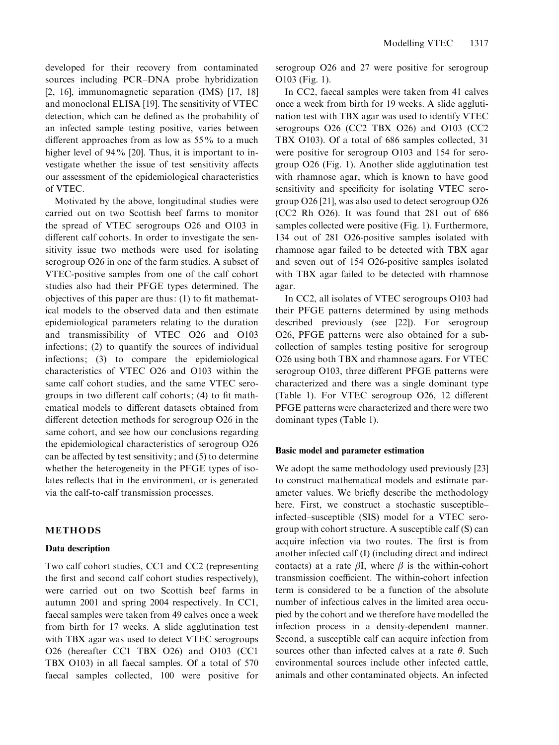developed for their recovery from contaminated sources including PCR–DNA probe hybridization [2, 16], immunomagnetic separation (IMS) [17, 18] and monoclonal ELISA [19]. The sensitivity of VTEC detection, which can be defined as the probability of an infected sample testing positive, varies between different approaches from as low as 55% to a much higher level of 94% [20]. Thus, it is important to investigate whether the issue of test sensitivity affects our assessment of the epidemiological characteristics of VTEC.

Motivated by the above, longitudinal studies were carried out on two Scottish beef farms to monitor the spread of VTEC serogroups O26 and O103 in different calf cohorts. In order to investigate the sensitivity issue two methods were used for isolating serogroup O26 in one of the farm studies. A subset of VTEC-positive samples from one of the calf cohort studies also had their PFGE types determined. The objectives of this paper are thus: (1) to fit mathematical models to the observed data and then estimate epidemiological parameters relating to the duration and transmissibility of VTEC O26 and O103 infections; (2) to quantify the sources of individual infections; (3) to compare the epidemiological characteristics of VTEC O26 and O103 within the same calf cohort studies, and the same VTEC serogroups in two different calf cohorts; (4) to fit mathematical models to different datasets obtained from different detection methods for serogroup O26 in the same cohort, and see how our conclusions regarding the epidemiological characteristics of serogroup O26 can be affected by test sensitivity; and (5) to determine whether the heterogeneity in the PFGE types of isolates reflects that in the environment, or is generated via the calf-to-calf transmission processes.

## METHODS

### Data description

Two calf cohort studies, CC1 and CC2 (representing the first and second calf cohort studies respectively), were carried out on two Scottish beef farms in autumn 2001 and spring 2004 respectively. In CC1, faecal samples were taken from 49 calves once a week from birth for 17 weeks. A slide agglutination test with TBX agar was used to detect VTEC serogroups O26 (hereafter CC1 TBX O26) and O103 (CC1 TBX O103) in all faecal samples. Of a total of 570 faecal samples collected, 100 were positive for serogroup O26 and 27 were positive for serogroup O103 (Fig. 1).

In CC2, faecal samples were taken from 41 calves once a week from birth for 19 weeks. A slide agglutination test with TBX agar was used to identify VTEC serogroups O26 (CC2 TBX O26) and O103 (CC2 TBX O103). Of a total of 686 samples collected, 31 were positive for serogroup O103 and 154 for serogroup O26 (Fig. 1). Another slide agglutination test with rhamnose agar, which is known to have good sensitivity and specificity for isolating VTEC serogroup O26 [21], was also used to detect serogroup O26 (CC2 Rh O26). It was found that 281 out of 686 samples collected were positive (Fig. 1). Furthermore, 134 out of 281 O26-positive samples isolated with rhamnose agar failed to be detected with TBX agar and seven out of 154 O26-positive samples isolated with TBX agar failed to be detected with rhamnose agar.

In CC2, all isolates of VTEC serogroups O103 had their PFGE patterns determined by using methods described previously (see [22]). For serogroup O26, PFGE patterns were also obtained for a subcollection of samples testing positive for serogroup O26 using both TBX and rhamnose agars. For VTEC serogroup O103, three different PFGE patterns were characterized and there was a single dominant type (Table 1). For VTEC serogroup O26, 12 different PFGE patterns were characterized and there were two dominant types (Table 1).

### Basic model and parameter estimation

We adopt the same methodology used previously [23] to construct mathematical models and estimate parameter values. We briefly describe the methodology here. First, we construct a stochastic susceptible–infected–susceptible (SIS) model for a VTEC serogroup with cohort structure. A susceptible calf (S) can acquire infection via two routes. The first is from another infected calf (I) (including direct and indirect contacts) at a rate $\beta I$, where $\beta$ is the within-cohort transmission coefficient. The within-cohort infection term is considered to be a function of the absolute number of infectious calves in the limited area occupied by the cohort and we therefore have modelled the infection process in a density-dependent manner. Second, a susceptible calf can acquire infection from sources other than infected calves at a rate $\theta$. Such environmental sources include other infected cattle, animals and other contaminated objects. An infected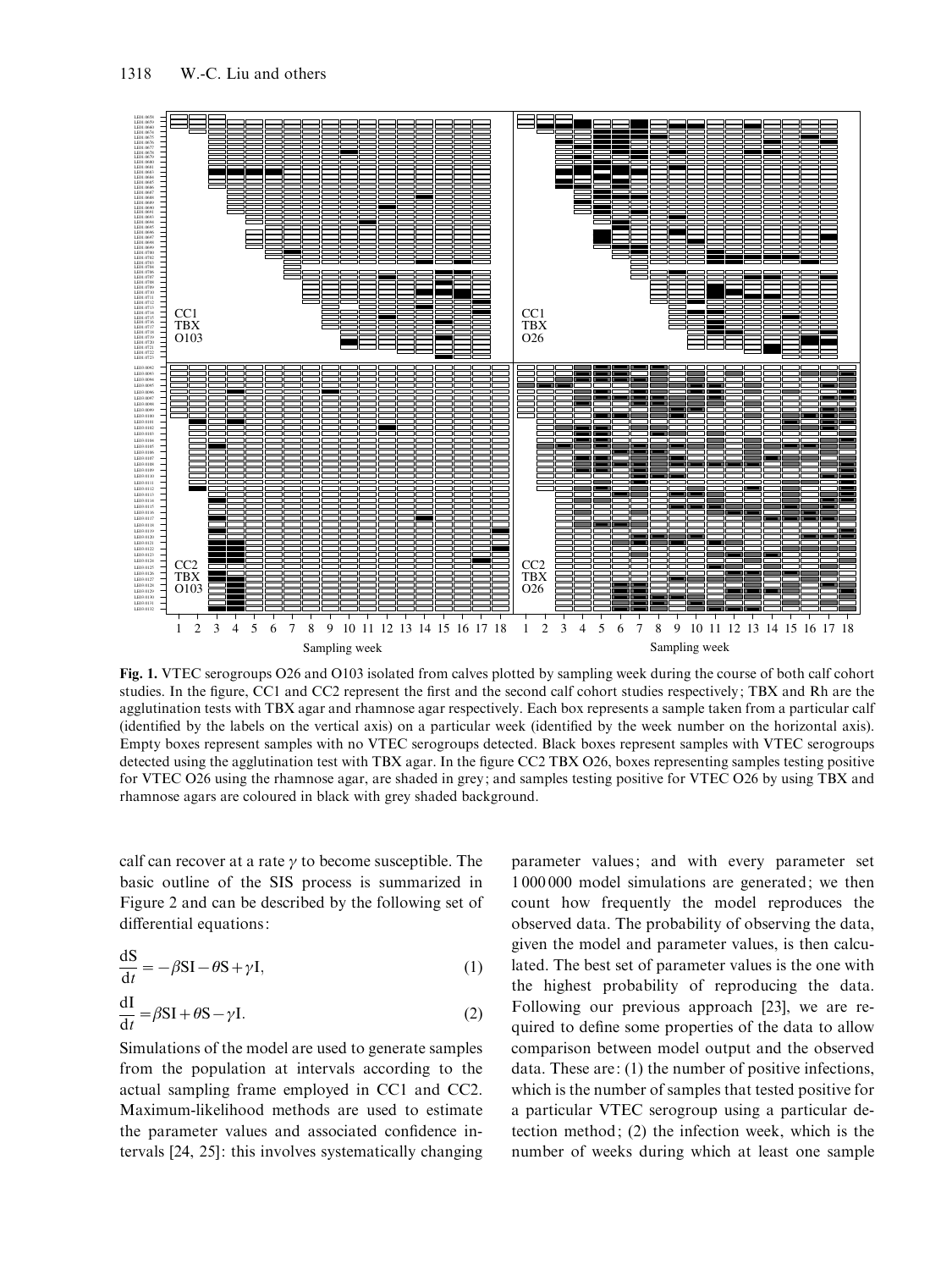**Fig. 1.** VTEC serogroups O26 and O103 isolated from calves plotted by sampling week during the course of both calf cohort studies. In the figure, CC1 and CC2 represent the first and the second calf cohort studies respectively; TBX and Rh are the agglutination tests with TBX agar and rhamnose agar respectively. Each box represents a sample taken from a particular calf (identified by the labels on the vertical axis) on a particular week (identified by the week number on the horizontal axis). Empty boxes represent samples with no VTEC serogroups detected. Black boxes represent samples with VTEC serogroups detected using the agglutination test with TBX agar. In the figure CC2 TBX O26, boxes representing samples testing positive for VTEC O26 using the rhamnose agar, are shaded in grey; and samples testing positive for VTEC O26 by using TBX and rhamnose agars are coloured in black with grey shaded background.

calf can recover at a rate $\gamma$ to become susceptible. The basic outline of the SIS process is summarized in Figure 2 and can be described by the following set of differential equations:

$$\frac{dS}{dt} = -\beta SI - \theta S + \gamma I, \tag{1}$$

$$\frac{dI}{dt} = \beta SI + \theta S - \gamma I. \tag{2}$$

Simulations of the model are used to generate samples from the population at intervals according to the actual sampling frame employed in CC1 and CC2. Maximum-likelihood methods are used to estimate the parameter values and associated confidence intervals [24, 25]: this involves systematically changing parameter values; and with every parameter set 1 000 000 model simulations are generated; we then count how frequently the model reproduces the observed data. The probability of observing the data, given the model and parameter values, is then calculated. The best set of parameter values is the one with the highest probability of reproducing the data. Following our previous approach [23], we are required to define some properties of the data to allow comparison between model output and the observed data. These are: (1) the number of positive infections, which is the number of samples that tested positive for a particular VTEC serogroup using a particular detection method; (2) the infection week, which is the number of weeks during which at least one sample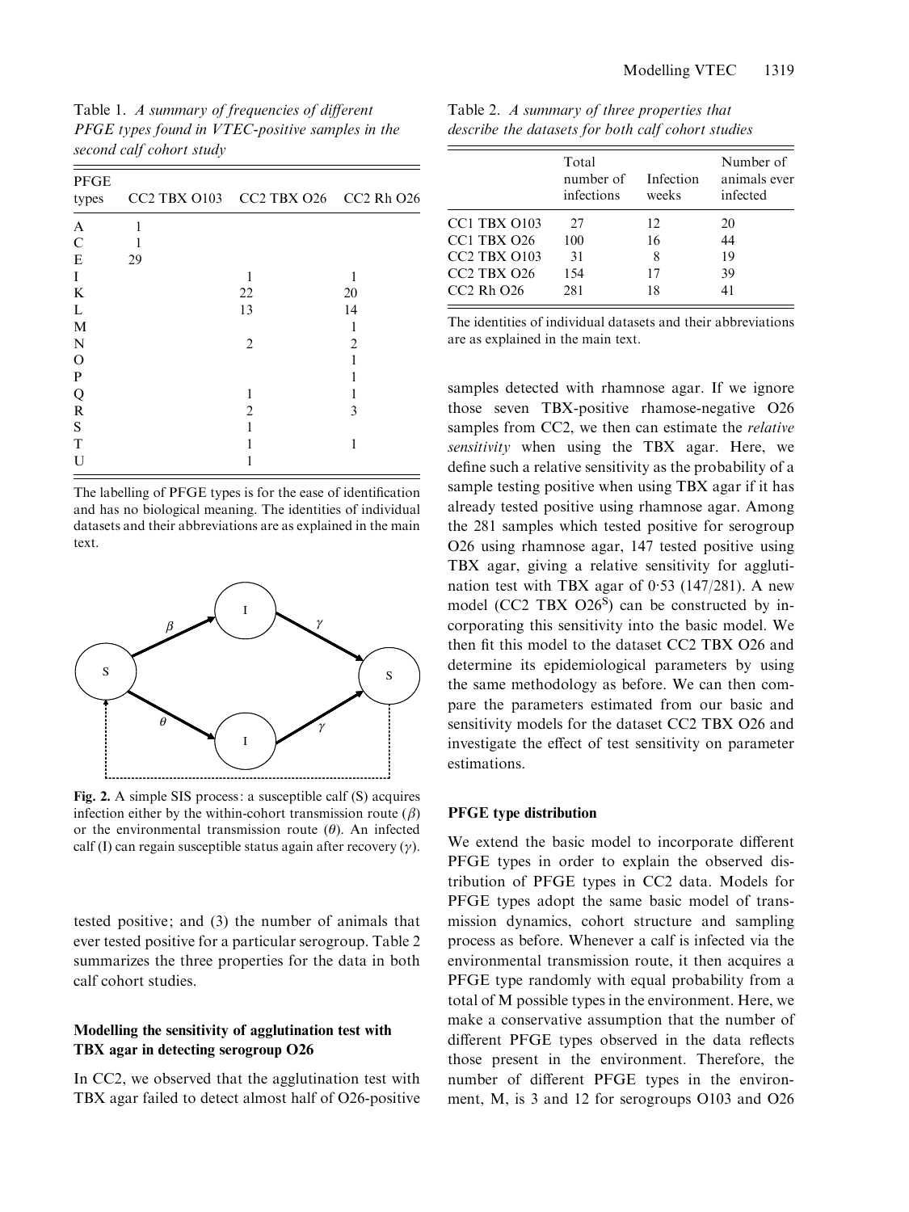Table 1. *A summary of frequencies of different PFGE types found in VTEC-positive samples in the second calf cohort study*

| PFGE types | CC2 TBX O103 | CC2 TBX O26 | CC2 Rh O26 |
|---|---|---|---|
| A | 1 | | |
| C | 1 | | |
| E | 29 | | |
| I | | 1 | 1 |
| K | | 22 | 20 |
| L | | 13 | 14 |
| M | | | 1 |
| N | | 2 | 2 |
| O | | | 1 |
| P | | | 1 |
| Q | | 1 | 1 |
| R | | 2 | 3 |
| S | | 1 | |
| T | | 1 | 1 |
| U | | 1 | |

The labelling of PFGE types is for the ease of identification and has no biological meaning. The identities of individual datasets and their abbreviations are as explained in the main text.

**Fig. 2.** A simple SIS process: a susceptible calf (S) acquires infection either by the within-cohort transmission route ($\beta$) or the environmental transmission route ($\theta$). An infected calf (I) can regain susceptible status again after recovery ($\gamma$).

tested positive; and (3) the number of animals that ever tested positive for a particular serogroup. Table 2 summarizes the three properties for the data in both calf cohort studies.

### Modelling the sensitivity of agglutination test with TBX agar in detecting serogroup O26

In CC2, we observed that the agglutination test with TBX agar failed to detect almost half of O26-positive samples detected with rhamnose agar. If we ignore those seven TBX-positive rhamose-negative O26 samples from CC2, we then can estimate the *relative sensitivity* when using the TBX agar. Here, we define such a relative sensitivity as the probability of a sample testing positive when using TBX agar if it has already tested positive using rhamnose agar. Among the 281 samples which tested positive for serogroup O26 using rhamnose agar, 147 tested positive using TBX agar, giving a relative sensitivity for agglutination test with TBX agar of 0·53 (147/281). A new model (CC2 TBX O26$^{S}$) can be constructed by incorporating this sensitivity into the basic model. We then fit this model to the dataset CC2 TBX O26 and determine its epidemiological parameters by using the same methodology as before. We can then compare the parameters estimated from our basic and sensitivity models for the dataset CC2 TBX O26 and investigate the effect of test sensitivity on parameter estimations.

Table 2. *A summary of three properties that describe the datasets for both calf cohort studies*

| | Total number of infections | Infection weeks | Number of animals ever infected |
|---|---|---|---|
| CC1 TBX O103 | 27 | 12 | 20 |
| CC1 TBX O26 | 100 | 16 | 44 |
| CC2 TBX O103 | 31 | 8 | 19 |
| CC2 TBX O26 | 154 | 17 | 39 |
| CC2 Rh O26 | 281 | 18 | 41 |

The identities of individual datasets and their abbreviations are as explained in the main text.

### PFGE type distribution

We extend the basic model to incorporate different PFGE types in order to explain the observed distribution of PFGE types in CC2 data. Models for PFGE types adopt the same basic model of transmission dynamics, cohort structure and sampling process as before. Whenever a calf is infected via the environmental transmission route, it then acquires a PFGE type randomly with equal probability from a total of M possible types in the environment. Here, we make a conservative assumption that the number of different PFGE types observed in the data reflects those present in the environment. Therefore, the number of different PFGE types in the environment, M, is 3 and 12 for serogroups O103 and O26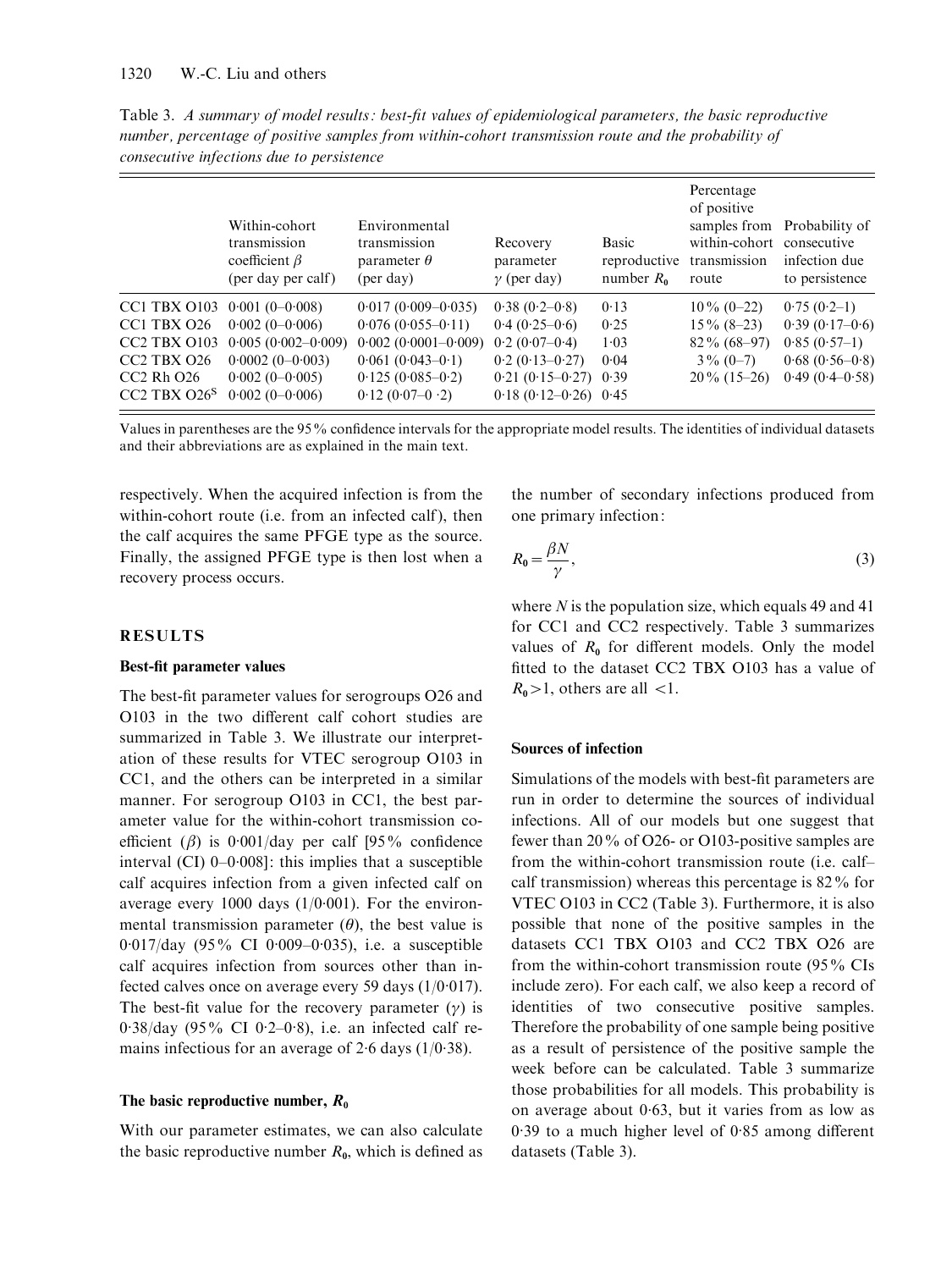Table 3. *A summary of model results: best-fit values of epidemiological parameters, the basic reproductive number, percentage of positive samples from within-cohort transmission route and the probability of consecutive infections due to persistence*

| | Within-cohort transmission coefficient $\beta$ (per day per calf) | Environmental transmission parameter $\theta$ (per day) | Recovery parameter $\gamma$ (per day) | Basic reproductive number $R_0$ | Percentage of positive samples from within-cohort transmission route | Probability of consecutive infection due to persistence |
|---|---|---|---|---|---|---|
| CC1 TBX O103 | 0·001 (0–0·008) | 0·017 (0·009–0·035) | 0·38 (0·2–0·8) | 0·13 | 10% (0–22) | 0·75 (0·2–1) |
| CC1 TBX O26 | 0·002 (0–0·006) | 0·076 (0·055–0·11) | 0·4 (0·25–0·6) | 0·25 | 15% (8–23) | 0·39 (0·17–0·6) |
| CC2 TBX O103 | 0·005 (0·002–0·009) | 0·002 (0·0001–0·009) | 0·2 (0·07–0·4) | 1·03 | 82% (68–97) | 0·85 (0·57–1) |
| CC2 TBX O26 | 0·0002 (0–0·003) | 0·061 (0·043–0·1) | 0·2 (0·13–0·27) | 0·04 | 3% (0–7) | 0·68 (0·56–0·8) |
| CC2 Rh O26 | 0·002 (0–0·005) | 0·125 (0·085–0·2) | 0·21 (0·15–0·27) | 0·39 | 20% (15–26) | 0·49 (0·4–0·58) |
| CC2 TBX O26[S] | 0·002 (0–0·006) | 0·12 (0·07–0 ·2) | 0·18 (0·12–0·26) | 0·45 | | |

Values in parentheses are the 95% confidence intervals for the appropriate model results. The identities of individual datasets and their abbreviations are as explained in the main text.

respectively. When the acquired infection is from the within-cohort route (i.e. from an infected calf), then the calf acquires the same PFGE type as the source. Finally, the assigned PFGE type is then lost when a recovery process occurs.

## RESULTS

### Best-fit parameter values

The best-fit parameter values for serogroups O26 and O103 in the two different calf cohort studies are summarized in Table 3. We illustrate our interpretation of these results for VTEC serogroup O103 in CC1, and the others can be interpreted in a similar manner. For serogroup O103 in CC1, the best parameter value for the within-cohort transmission coefficient ($\beta$) is 0·001/day per calf [95% confidence interval (CI) 0–0·008]: this implies that a susceptible calf acquires infection from a given infected calf on average every 1000 days (1/0·001). For the environmental transmission parameter ($\theta$), the best value is 0·017/day (95% CI 0·009–0·035), i.e. a susceptible calf acquires infection from sources other than infected calves once on average every 59 days (1/0·017). The best-fit value for the recovery parameter ($\gamma$) is 0·38/day (95% CI 0·2–0·8), i.e. an infected calf remains infectious for an average of 2·6 days (1/0·38).

### The basic reproductive number, $R_0$

With our parameter estimates, we can also calculate the basic reproductive number $R_0$, which is defined as the number of secondary infections produced from one primary infection:

$$R_0 = \frac{\beta N}{\gamma}, \tag{3}$$

where $N$ is the population size, which equals 49 and 41 for CC1 and CC2 respectively. Table 3 summarizes values of $R_0$ for different models. Only the model fitted to the dataset CC2 TBX O103 has a value of $R_0 > 1$, others are all $< 1$.

### Sources of infection

Simulations of the models with best-fit parameters are run in order to determine the sources of individual infections. All of our models but one suggest that fewer than 20% of O26- or O103-positive samples are from the within-cohort transmission route (i.e. calf–calf transmission) whereas this percentage is 82% for VTEC O103 in CC2 (Table 3). Furthermore, it is also possible that none of the positive samples in the datasets CC1 TBX O103 and CC2 TBX O26 are from the within-cohort transmission route (95% CIs include zero). For each calf, we also keep a record of identities of two consecutive positive samples. Therefore the probability of one sample being positive as a result of persistence of the positive sample the week before can be calculated. Table 3 summarize those probabilities for all models. This probability is on average about 0·63, but it varies from as low as 0·39 to a much higher level of 0·85 among different datasets (Table 3).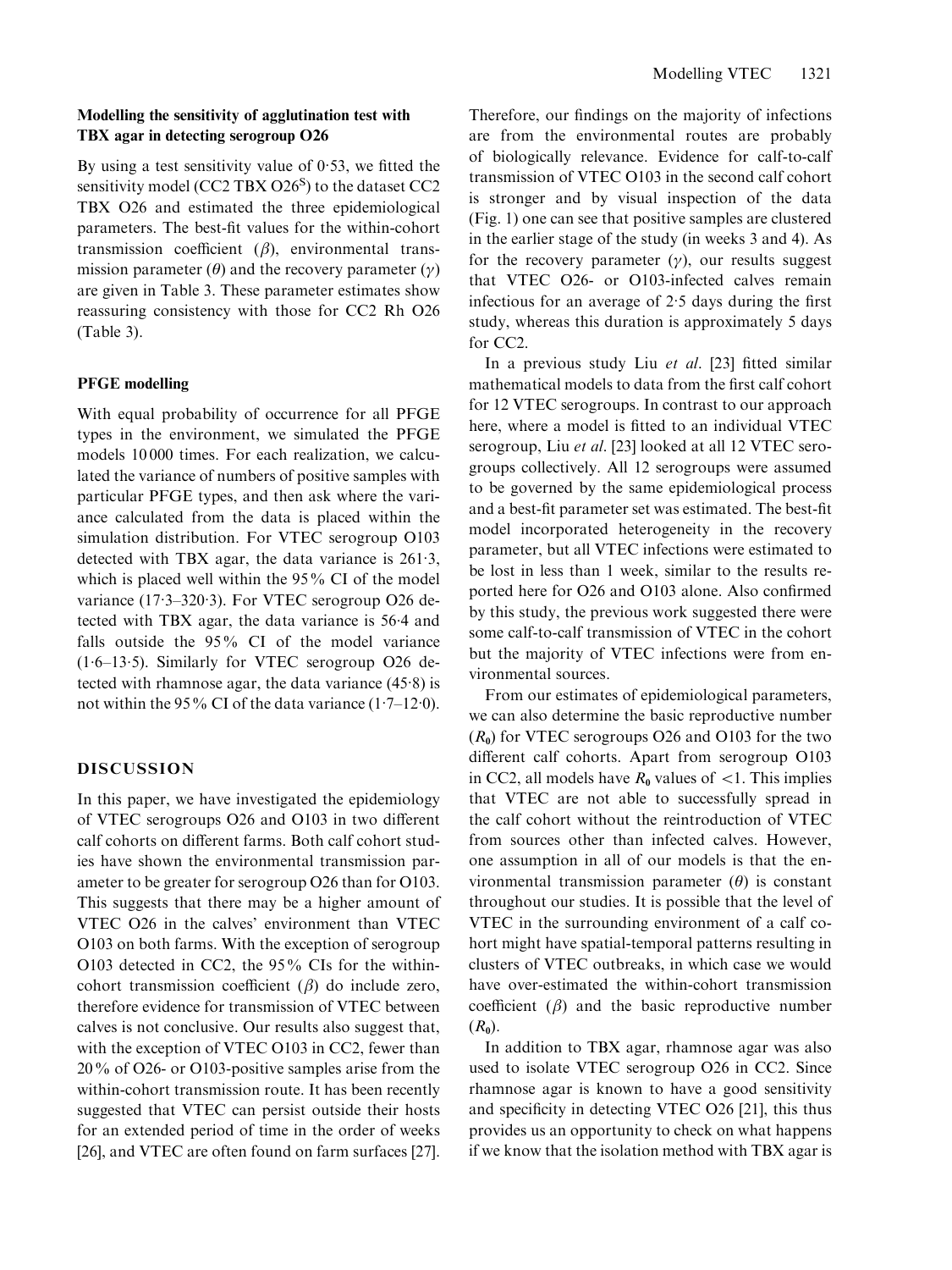### Modelling the sensitivity of agglutination test with TBX agar in detecting serogroup O26

By using a test sensitivity value of 0·53, we fitted the sensitivity model (CC2 TBX O26[S]) to the dataset CC2 TBX O26 and estimated the three epidemiological parameters. The best-fit values for the within-cohort transmission coefficient ($\beta$), environmental transmission parameter ($\theta$) and the recovery parameter ($\gamma$) are given in Table 3. These parameter estimates show reassuring consistency with those for CC2 Rh O26 (Table 3).

### PFGE modelling

With equal probability of occurrence for all PFGE types in the environment, we simulated the PFGE models 10 000 times. For each realization, we calculated the variance of numbers of positive samples with particular PFGE types, and then ask where the variance calculated from the data is placed within the simulation distribution. For VTEC serogroup O103 detected with TBX agar, the data variance is 261·3, which is placed well within the 95% CI of the model variance (17·3–320·3). For VTEC serogroup O26 detected with TBX agar, the data variance is 56·4 and falls outside the 95% CI of the model variance (1·6–13·5). Similarly for VTEC serogroup O26 detected with rhamnose agar, the data variance (45·8) is not within the 95% CI of the data variance (1·7–12·0).

## DISCUSSION

In this paper, we have investigated the epidemiology of VTEC serogroups O26 and O103 in two different calf cohorts on different farms. Both calf cohort studies have shown the environmental transmission parameter to be greater for serogroup O26 than for O103. This suggests that there may be a higher amount of VTEC O26 in the calves' environment than VTEC O103 on both farms. With the exception of serogroup O103 detected in CC2, the 95% CIs for the within-cohort transmission coefficient ($\beta$) do include zero, therefore evidence for transmission of VTEC between calves is not conclusive. Our results also suggest that, with the exception of VTEC O103 in CC2, fewer than 20% of O26- or O103-positive samples arise from the within-cohort transmission route. It has been recently suggested that VTEC can persist outside their hosts for an extended period of time in the order of weeks [26], and VTEC are often found on farm surfaces [27]. Therefore, our findings on the majority of infections are from the environmental routes are probably of biologically relevance. Evidence for calf-to-calf transmission of VTEC O103 in the second calf cohort is stronger and by visual inspection of the data (Fig. 1) one can see that positive samples are clustered in the earlier stage of the study (in weeks 3 and 4). As for the recovery parameter ($\gamma$), our results suggest that VTEC O26- or O103-infected calves remain infectious for an average of 2·5 days during the first study, whereas this duration is approximately 5 days for CC2.

In a previous study Liu *et al.* [23] fitted similar mathematical models to data from the first calf cohort for 12 VTEC serogroups. In contrast to our approach here, where a model is fitted to an individual VTEC serogroup, Liu *et al.* [23] looked at all 12 VTEC serogroups collectively. All 12 serogroups were assumed to be governed by the same epidemiological process and a best-fit parameter set was estimated. The best-fit model incorporated heterogeneity in the recovery parameter, but all VTEC infections were estimated to be lost in less than 1 week, similar to the results reported here for O26 and O103 alone. Also confirmed by this study, the previous work suggested there were some calf-to-calf transmission of VTEC in the cohort but the majority of VTEC infections were from environmental sources.

From our estimates of epidemiological parameters, we can also determine the basic reproductive number ($R_0$) for VTEC serogroups O26 and O103 for the two different calf cohorts. Apart from serogroup O103 in CC2, all models have $R_0$ values of $<1$. This implies that VTEC are not able to successfully spread in the calf cohort without the reintroduction of VTEC from sources other than infected calves. However, one assumption in all of our models is that the environmental transmission parameter ($\theta$) is constant throughout our studies. It is possible that the level of VTEC in the surrounding environment of a calf cohort might have spatial-temporal patterns resulting in clusters of VTEC outbreaks, in which case we would have over-estimated the within-cohort transmission coefficient ($\beta$) and the basic reproductive number ($R_0$).

In addition to TBX agar, rhamnose agar was also used to isolate VTEC serogroup O26 in CC2. Since rhamnose agar is known to have a good sensitivity and specificity in detecting VTEC O26 [21], this thus provides us an opportunity to check on what happens if we know that the isolation method with TBX agar is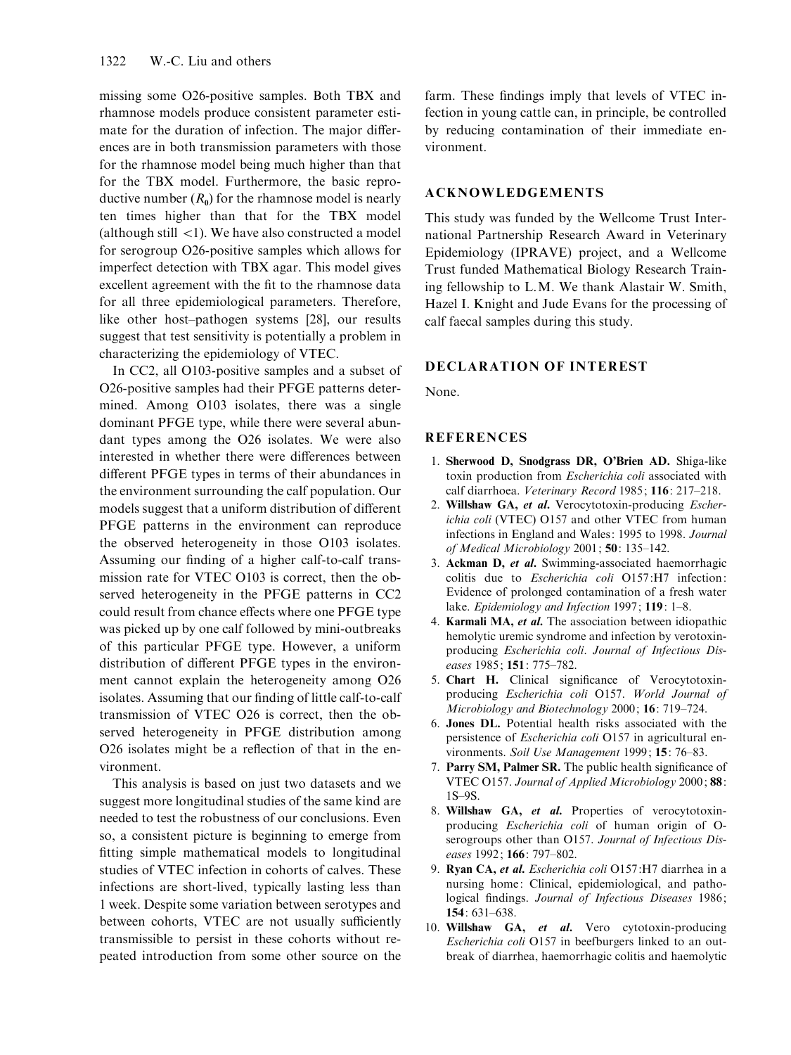missing some O26-positive samples. Both TBX and rhamnose models produce consistent parameter estimate for the duration of infection. The major differences are in both transmission parameters with those for the rhamnose model being much higher than that for the TBX model. Furthermore, the basic reproductive number ($R_0$) for the rhamnose model is nearly ten times higher than that for the TBX model (although still $<1$). We have also constructed a model for serogroup O26-positive samples which allows for imperfect detection with TBX agar. This model gives excellent agreement with the fit to the rhamnose data for all three epidemiological parameters. Therefore, like other host–pathogen systems [28], our results suggest that test sensitivity is potentially a problem in characterizing the epidemiology of VTEC.

In CC2, all O103-positive samples and a subset of O26-positive samples had their PFGE patterns determined. Among O103 isolates, there was a single dominant PFGE type, while there were several abundant types among the O26 isolates. We were also interested in whether there were differences between different PFGE types in terms of their abundances in the environment surrounding the calf population. Our models suggest that a uniform distribution of different PFGE patterns in the environment can reproduce the observed heterogeneity in those O103 isolates. Assuming our finding of a higher calf-to-calf transmission rate for VTEC O103 is correct, then the observed heterogeneity in the PFGE patterns in CC2 could result from chance effects where one PFGE type was picked up by one calf followed by mini-outbreaks of this particular PFGE type. However, a uniform distribution of different PFGE types in the environment cannot explain the heterogeneity among O26 isolates. Assuming that our finding of little calf-to-calf transmission of VTEC O26 is correct, then the observed heterogeneity in PFGE distribution among O26 isolates might be a reflection of that in the environment.

This analysis is based on just two datasets and we suggest more longitudinal studies of the same kind are needed to test the robustness of our conclusions. Even so, a consistent picture is beginning to emerge from fitting simple mathematical models to longitudinal studies of VTEC infection in cohorts of calves. These infections are short-lived, typically lasting less than 1 week. Despite some variation between serotypes and between cohorts, VTEC are not usually sufficiently transmissible to persist in these cohorts without repeated introduction from some other source on the farm. These findings imply that levels of VTEC infection in young cattle can, in principle, be controlled by reducing contamination of their immediate environment.

## ACKNOWLEDGEMENTS

This study was funded by the Wellcome Trust International Partnership Research Award in Veterinary Epidemiology (IPRAVE) project, and a Wellcome Trust funded Mathematical Biology Research Training fellowship to L.M. We thank Alastair W. Smith, Hazel I. Knight and Jude Evans for the processing of calf faecal samples during this study.

## DECLARATION OF INTEREST

None.

## REFERENCES

1. **Sherwood D, Snodgrass DR, O'Brien AD.** Shiga-like toxin production from *Escherichia coli* associated with calf diarrhoea. *Veterinary Record* 1985; **116**: 217–218.
2. **Willshaw GA, *et al*.** Verocytotoxin-producing *Escherichia coli* (VTEC) O157 and other VTEC from human infections in England and Wales: 1995 to 1998. *Journal of Medical Microbiology* 2001; **50**: 135–142.
3. **Ackman D, *et al*.** Swimming-associated haemorrhagic colitis due to *Escherichia coli* O157:H7 infection: Evidence of prolonged contamination of a fresh water lake. *Epidemiology and Infection* 1997; **119**: 1–8.
4. **Karmali MA, *et al*.** The association between idiopathic hemolytic uremic syndrome and infection by verotoxin-producing *Escherichia coli*. *Journal of Infectious Diseases* 1985; **151**: 775–782.
5. **Chart H.** Clinical significance of Verocytotoxin-producing *Escherichia coli* O157. *World Journal of Microbiology and Biotechnology* 2000; **16**: 719–724.
6. **Jones DL.** Potential health risks associated with the persistence of *Escherichia coli* O157 in agricultural environments. *Soil Use Management* 1999; **15**: 76–83.
7. **Parry SM, Palmer SR.** The public health significance of VTEC O157. *Journal of Applied Microbiology* 2000; **88**: 1S–9S.
8. **Willshaw GA, *et al*.** Properties of verocytotoxin-producing *Escherichia coli* of human origin of O-serogroups other than O157. *Journal of Infectious Diseases* 1992; **166**: 797–802.
9. **Ryan CA, *et al*.** *Escherichia coli* O157:H7 diarrhea in a nursing home: Clinical, epidemiological, and pathological findings. *Journal of Infectious Diseases* 1986; **154**: 631–638.
10. **Willshaw GA, *et al*.** Vero cytotoxin-producing *Escherichia coli* O157 in beefburgers linked to an outbreak of diarrhea, haemorrhagic colitis and haemolytic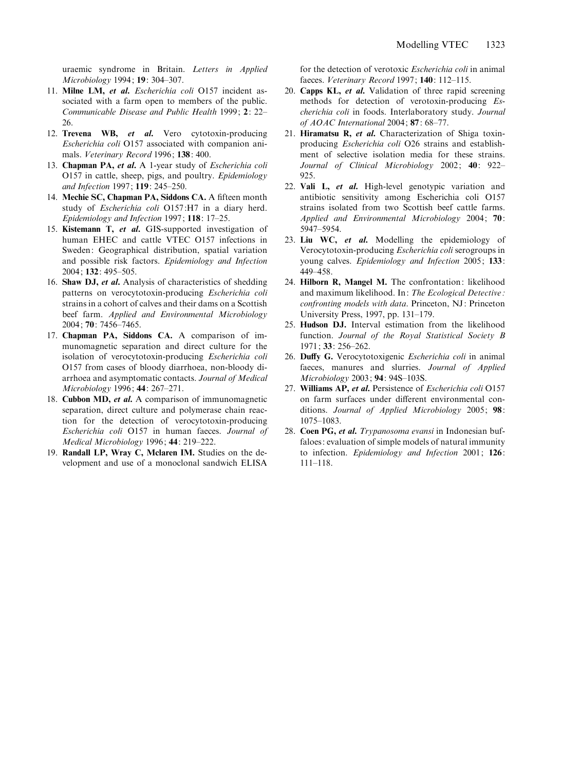uraemic syndrome in Britain. *Letters in Applied Microbiology* 1994; **19**: 304–307.

11. **Milne LM, *et al*.** *Escherichia coli* O157 incident associated with a farm open to members of the public. *Communicable Disease and Public Health* 1999; **2**: 22–26.
12. **Trevena WB, *et al*.** Vero cytotoxin-producing *Escherichia coli* O157 associated with companion animals. *Veterinary Record* 1996; **138**: 400.
13. **Chapman PA, *et al*.** A 1-year study of *Escherichia coli* O157 in cattle, sheep, pigs, and poultry. *Epidemiology and Infection* 1997; **119**: 245–250.
14. **Mechie SC, Chapman PA, Siddons CA.** A fifteen month study of *Escherichia coli* O157:H7 in a diary herd. *Epidemiology and Infection* 1997; **118**: 17–25.
15. **Kistemann T, *et al*.** GIS-supported investigation of human EHEC and cattle VTEC O157 infections in Sweden: Geographical distribution, spatial variation and possible risk factors. *Epidemiology and Infection* 2004; **132**: 495–505.
16. **Shaw DJ, *et al*.** Analysis of characteristics of shedding patterns on verocytotoxin-producing *Escherichia coli* strains in a cohort of calves and their dams on a Scottish beef farm. *Applied and Environmental Microbiology* 2004; **70**: 7456–7465.
17. **Chapman PA, Siddons CA.** A comparison of immunomagnetic separation and direct culture for the isolation of verocytotoxin-producing *Escherichia coli* O157 from cases of bloody diarrhoea, non-bloody diarrhoea and asymptomatic contacts. *Journal of Medical Microbiology* 1996; **44**: 267–271.
18. **Cubbon MD, *et al*.** A comparison of immunomagnetic separation, direct culture and polymerase chain reaction for the detection of verocytotoxin-producing *Escherichia coli* O157 in human faeces. *Journal of Medical Microbiology* 1996; **44**: 219–222.
19. **Randall LP, Wray C, Mclaren IM.** Studies on the development and use of a monoclonal sandwich ELISA for the detection of verotoxic *Escherichia coli* in animal faeces. *Veterinary Record* 1997; **140**: 112–115.
20. **Capps KL, *et al*.** Validation of three rapid screening methods for detection of verotoxin-producing *Escherichia coli* in foods. Interlaboratory study. *Journal of AOAC International* 2004; **87**: 68–77.
21. **Hiramatsu R, *et al*.** Characterization of Shiga toxin-producing *Escherichia coli* O26 strains and establishment of selective isolation media for these strains. *Journal of Clinical Microbiology* 2002; **40**: 922–925.
22. **Vali L, *et al*.** High-level genotypic variation and antibiotic sensitivity among Escherichia coli O157 strains isolated from two Scottish beef cattle farms. *Applied and Environmental Microbiology* 2004; **70**: 5947–5954.
23. **Liu WC, *et al*.** Modelling the epidemiology of Verocytotoxin-producing *Escherichia coli* serogroups in young calves. *Epidemiology and Infection* 2005; **133**: 449–458.
24. **Hilborn R, Mangel M.** The confrontation: likelihood and maximum likelihood. In: *The Ecological Detective: confronting models with data*. Princeton, NJ: Princeton University Press, 1997, pp. 131–179.
25. **Hudson DJ.** Interval estimation from the likelihood function. *Journal of the Royal Statistical Society B* 1971; **33**: 256–262.
26. **Duffy G.** Verocytotoxigenic *Escherichia coli* in animal faeces, manures and slurries. *Journal of Applied Microbiology* 2003; **94**: 94S–103S.
27. **Williams AP, *et al*.** Persistence of *Escherichia coli* O157 on farm surfaces under different environmental conditions. *Journal of Applied Microbiology* 2005; **98**: 1075–1083.
28. **Coen PG, *et al*.** *Trypanosoma evansi* in Indonesian buffaloes: evaluation of simple models of natural immunity to infection. *Epidemiology and Infection* 2001; **126**: 111–118.